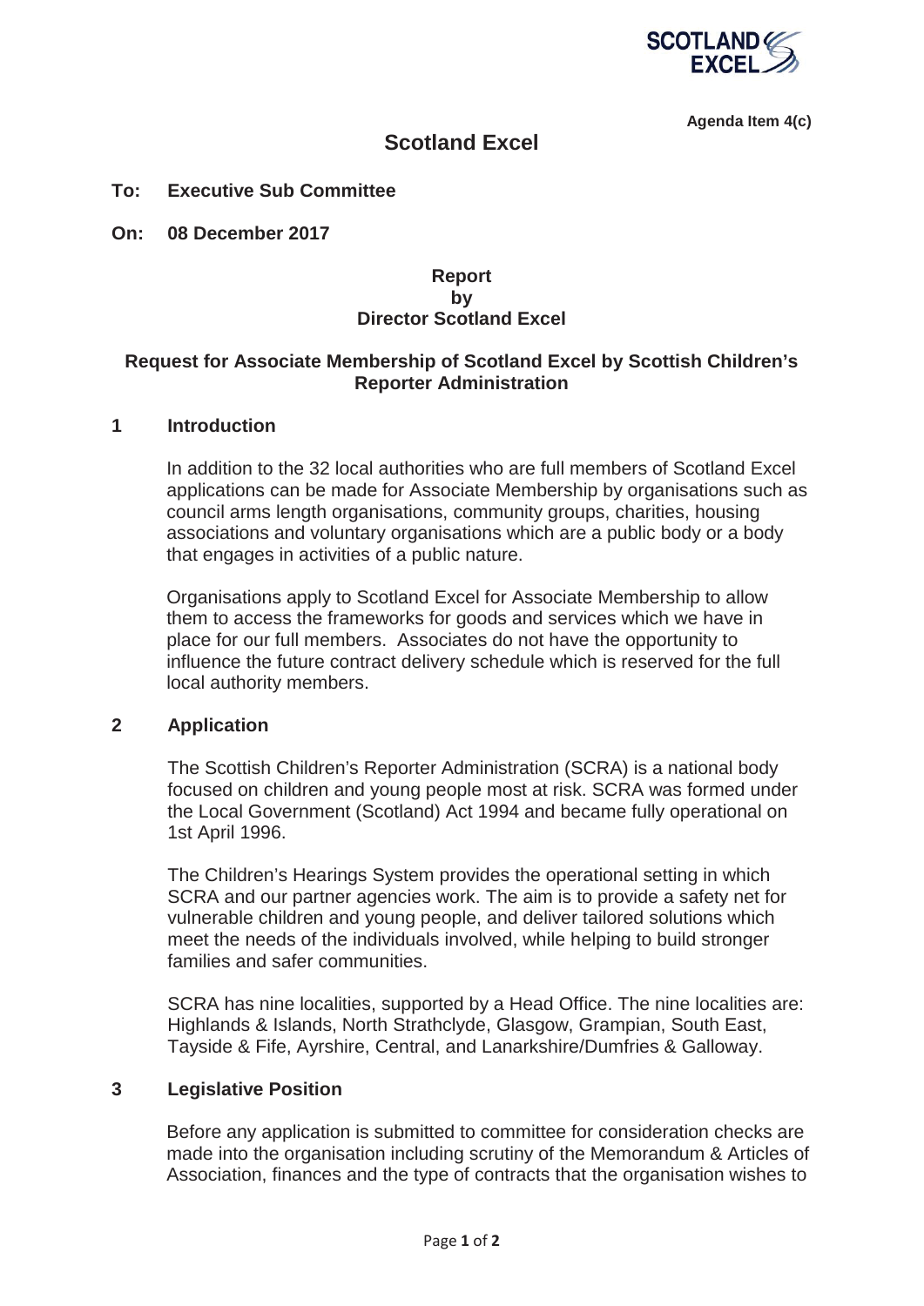Agenda Item 4(c)

# Scotland Excel

**To: Executive Sub Committee**

**On: 08 December 2017**

**Report**
**by**
**Director Scotland Excel**

## Request for Associate Membership of Scotland Excel by Scottish Children's Reporter Administration

### 1 Introduction

In addition to the 32 local authorities who are full members of Scotland Excel applications can be made for Associate Membership by organisations such as council arms length organisations, community groups, charities, housing associations and voluntary organisations which are a public body or a body that engages in activities of a public nature.

Organisations apply to Scotland Excel for Associate Membership to allow them to access the frameworks for goods and services which we have in place for our full members. Associates do not have the opportunity to influence the future contract delivery schedule which is reserved for the full local authority members.

### 2 Application

The Scottish Children's Reporter Administration (SCRA) is a national body focused on children and young people most at risk. SCRA was formed under the Local Government (Scotland) Act 1994 and became fully operational on 1st April 1996.

The Children's Hearings System provides the operational setting in which SCRA and our partner agencies work. The aim is to provide a safety net for vulnerable children and young people, and deliver tailored solutions which meet the needs of the individuals involved, while helping to build stronger families and safer communities.

SCRA has nine localities, supported by a Head Office. The nine localities are: Highlands & Islands, North Strathclyde, Glasgow, Grampian, South East, Tayside & Fife, Ayrshire, Central, and Lanarkshire/Dumfries & Galloway.

### 3 Legislative Position

Before any application is submitted to committee for consideration checks are made into the organisation including scrutiny of the Memorandum & Articles of Association, finances and the type of contracts that the organisation wishes to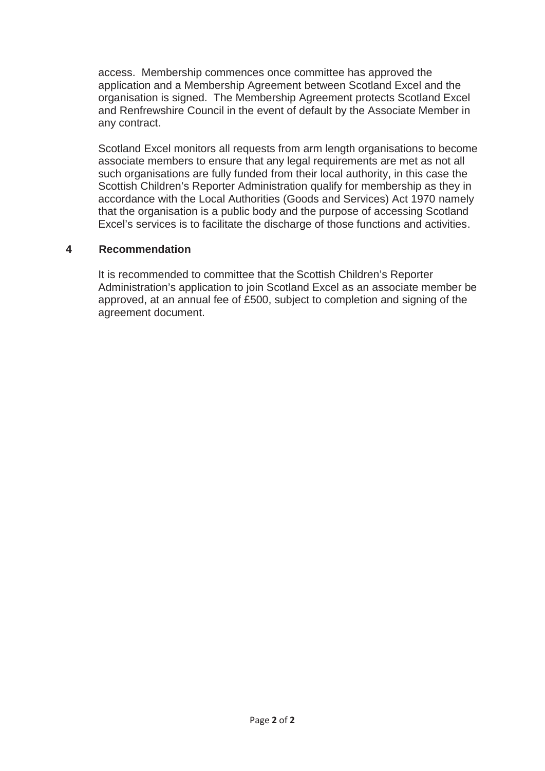access. Membership commences once committee has approved the application and a Membership Agreement between Scotland Excel and the organisation is signed. The Membership Agreement protects Scotland Excel and Renfrewshire Council in the event of default by the Associate Member in any contract.

Scotland Excel monitors all requests from arm length organisations to become associate members to ensure that any legal requirements are met as not all such organisations are fully funded from their local authority, in this case the Scottish Children's Reporter Administration qualify for membership as they in accordance with the Local Authorities (Goods and Services) Act 1970 namely that the organisation is a public body and the purpose of accessing Scotland Excel's services is to facilitate the discharge of those functions and activities.

## 4 Recommendation

It is recommended to committee that the Scottish Children's Reporter Administration's application to join Scotland Excel as an associate member be approved, at an annual fee of £500, subject to completion and signing of the agreement document.